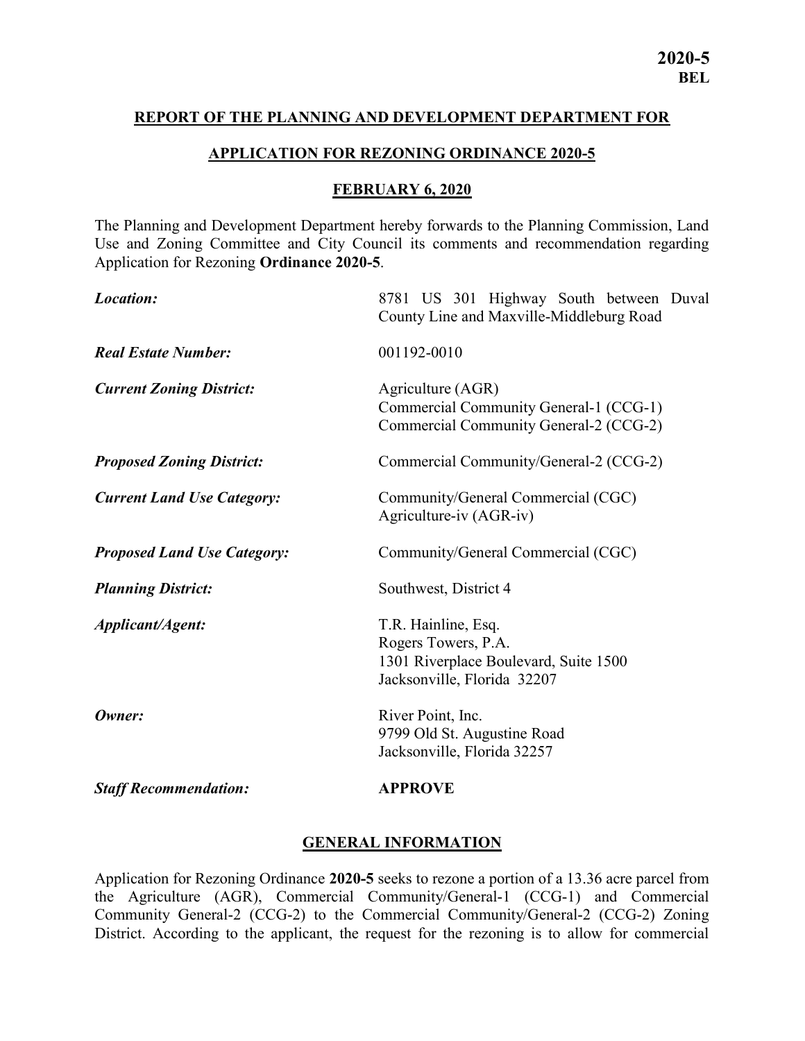**2020-5**
**BEL**

## REPORT OF THE PLANNING AND DEVELOPMENT DEPARTMENT FOR

## APPLICATION FOR REZONING ORDINANCE 2020-5

## FEBRUARY 6, 2020

The Planning and Development Department hereby forwards to the Planning Commission, Land Use and Zoning Committee and City Council its comments and recommendation regarding Application for Rezoning **Ordinance 2020-5**.

| | |
|---|---|
| ***Location:*** | 8781 US 301 Highway South between Duval County Line and Maxville-Middleburg Road |
| ***Real Estate Number:*** | 001192-0010 |
| ***Current Zoning District:*** | Agriculture (AGR)<br>Commercial Community General-1 (CCG-1)<br>Commercial Community General-2 (CCG-2) |
| ***Proposed Zoning District:*** | Commercial Community/General-2 (CCG-2) |
| ***Current Land Use Category:*** | Community/General Commercial (CGC)<br>Agriculture-iv (AGR-iv) |
| ***Proposed Land Use Category:*** | Community/General Commercial (CGC) |
| ***Planning District:*** | Southwest, District 4 |
| ***Applicant/Agent:*** | T.R. Hainline, Esq.<br>Rogers Towers, P.A.<br>1301 Riverplace Boulevard, Suite 1500<br>Jacksonville, Florida 32207 |
| ***Owner:*** | River Point, Inc.<br>9799 Old St. Augustine Road<br>Jacksonville, Florida 32257 |
| ***Staff Recommendation:*** | **APPROVE** |

## GENERAL INFORMATION

Application for Rezoning Ordinance **2020-5** seeks to rezone a portion of a 13.36 acre parcel from the Agriculture (AGR), Commercial Community/General-1 (CCG-1) and Commercial Community General-2 (CCG-2) to the Commercial Community/General-2 (CCG-2) Zoning District. According to the applicant, the request for the rezoning is to allow for commercial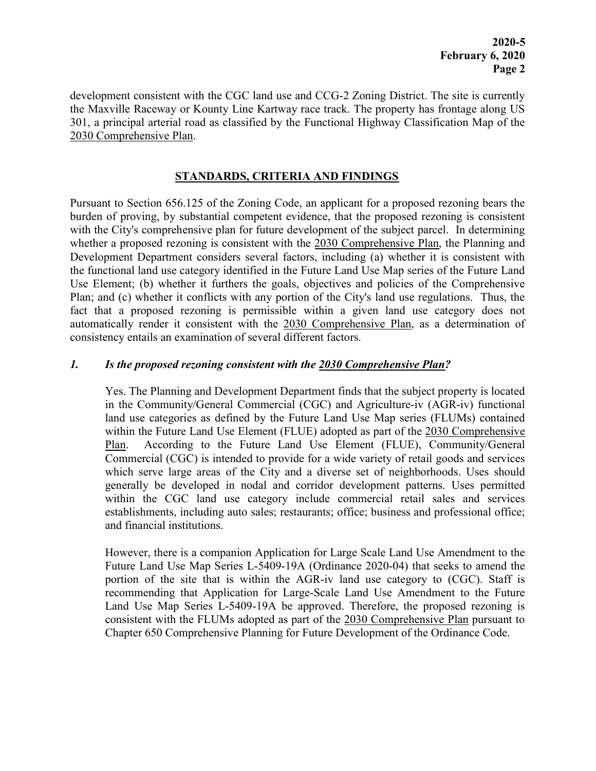development consistent with the CGC land use and CCG-2 Zoning District. The site is currently the Maxville Raceway or Kounty Line Kartway race track. The property has frontage along US 301, a principal arterial road as classified by the Functional Highway Classification Map of the 2030 Comprehensive Plan.

## STANDARDS, CRITERIA AND FINDINGS

Pursuant to Section 656.125 of the Zoning Code, an applicant for a proposed rezoning bears the burden of proving, by substantial competent evidence, that the proposed rezoning is consistent with the City's comprehensive plan for future development of the subject parcel. In determining whether a proposed rezoning is consistent with the 2030 Comprehensive Plan, the Planning and Development Department considers several factors, including (a) whether it is consistent with the functional land use category identified in the Future Land Use Map series of the Future Land Use Element; (b) whether it furthers the goals, objectives and policies of the Comprehensive Plan; and (c) whether it conflicts with any portion of the City's land use regulations. Thus, the fact that a proposed rezoning is permissible within a given land use category does not automatically render it consistent with the 2030 Comprehensive Plan, as a determination of consistency entails an examination of several different factors.

### *1. Is the proposed rezoning consistent with the 2030 Comprehensive Plan?*

Yes. The Planning and Development Department finds that the subject property is located in the Community/General Commercial (CGC) and Agriculture-iv (AGR-iv) functional land use categories as defined by the Future Land Use Map series (FLUMs) contained within the Future Land Use Element (FLUE) adopted as part of the 2030 Comprehensive Plan. According to the Future Land Use Element (FLUE), Community/General Commercial (CGC) is intended to provide for a wide variety of retail goods and services which serve large areas of the City and a diverse set of neighborhoods. Uses should generally be developed in nodal and corridor development patterns. Uses permitted within the CGC land use category include commercial retail sales and services establishments, including auto sales; restaurants; office; business and professional office; and financial institutions.

However, there is a companion Application for Large Scale Land Use Amendment to the Future Land Use Map Series L-5409-19A (Ordinance 2020-04) that seeks to amend the portion of the site that is within the AGR-iv land use category to (CGC). Staff is recommending that Application for Large-Scale Land Use Amendment to the Future Land Use Map Series L-5409-19A be approved. Therefore, the proposed rezoning is consistent with the FLUMs adopted as part of the 2030 Comprehensive Plan pursuant to Chapter 650 Comprehensive Planning for Future Development of the Ordinance Code.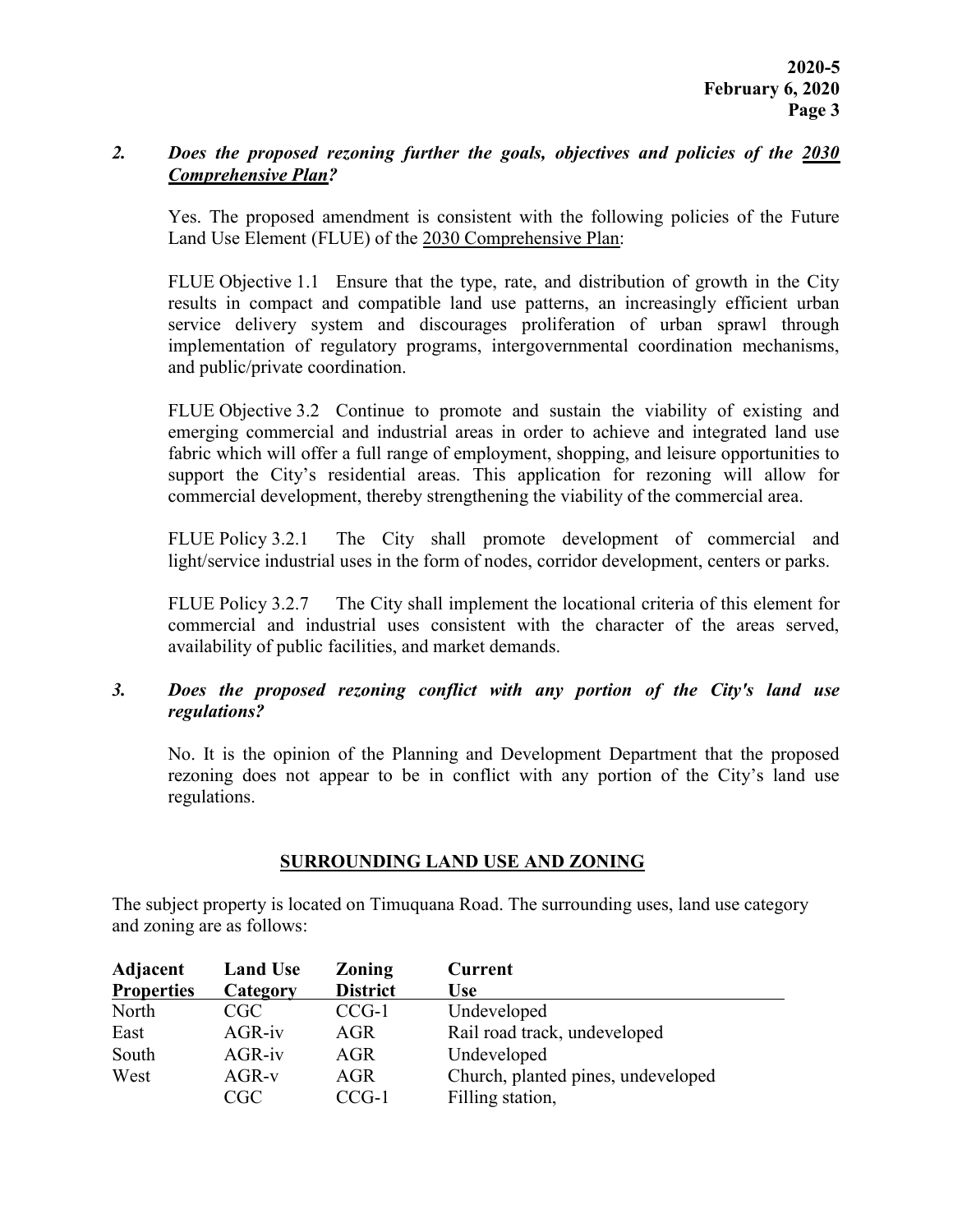*2. Does the proposed rezoning further the goals, objectives and policies of the 2030 Comprehensive Plan?*

Yes. The proposed amendment is consistent with the following policies of the Future Land Use Element (FLUE) of the 2030 Comprehensive Plan:

FLUE Objective 1.1 Ensure that the type, rate, and distribution of growth in the City results in compact and compatible land use patterns, an increasingly efficient urban service delivery system and discourages proliferation of urban sprawl through implementation of regulatory programs, intergovernmental coordination mechanisms, and public/private coordination.

FLUE Objective 3.2 Continue to promote and sustain the viability of existing and emerging commercial and industrial areas in order to achieve and integrated land use fabric which will offer a full range of employment, shopping, and leisure opportunities to support the City's residential areas. This application for rezoning will allow for commercial development, thereby strengthening the viability of the commercial area.

FLUE Policy 3.2.1 The City shall promote development of commercial and light/service industrial uses in the form of nodes, corridor development, centers or parks.

FLUE Policy 3.2.7 The City shall implement the locational criteria of this element for commercial and industrial uses consistent with the character of the areas served, availability of public facilities, and market demands.

*3. Does the proposed rezoning conflict with any portion of the City's land use regulations?*

No. It is the opinion of the Planning and Development Department that the proposed rezoning does not appear to be in conflict with any portion of the City's land use regulations.

## SURROUNDING LAND USE AND ZONING

The subject property is located on Timuquana Road. The surrounding uses, land use category and zoning are as follows:

| Adjacent Properties | Land Use Category | Zoning District | Current Use |
|---|---|---|---|
| North | CGC | CCG-1 | Undeveloped |
| East | AGR-iv | AGR | Rail road track, undeveloped |
| South | AGR-iv | AGR | Undeveloped |
| West | AGR-v | AGR | Church, planted pines, undeveloped |
| | CGC | CCG-1 | Filling station, |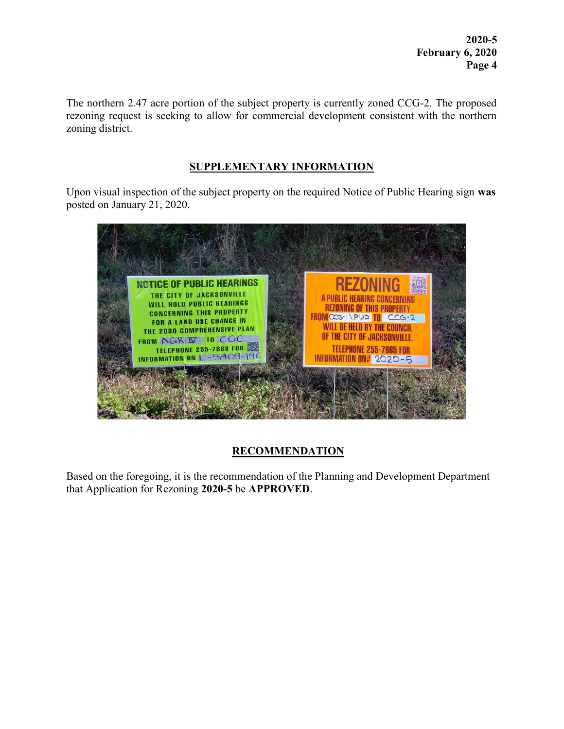The northern 2.47 acre portion of the subject property is currently zoned CCG-2. The proposed rezoning request is seeking to allow for commercial development consistent with the northern zoning district.

## SUPPLEMENTARY INFORMATION

Upon visual inspection of the subject property on the required Notice of Public Hearing sign **was** posted on January 21, 2020.

## RECOMMENDATION

Based on the foregoing, it is the recommendation of the Planning and Development Department that Application for Rezoning **2020-5** be **APPROVED**.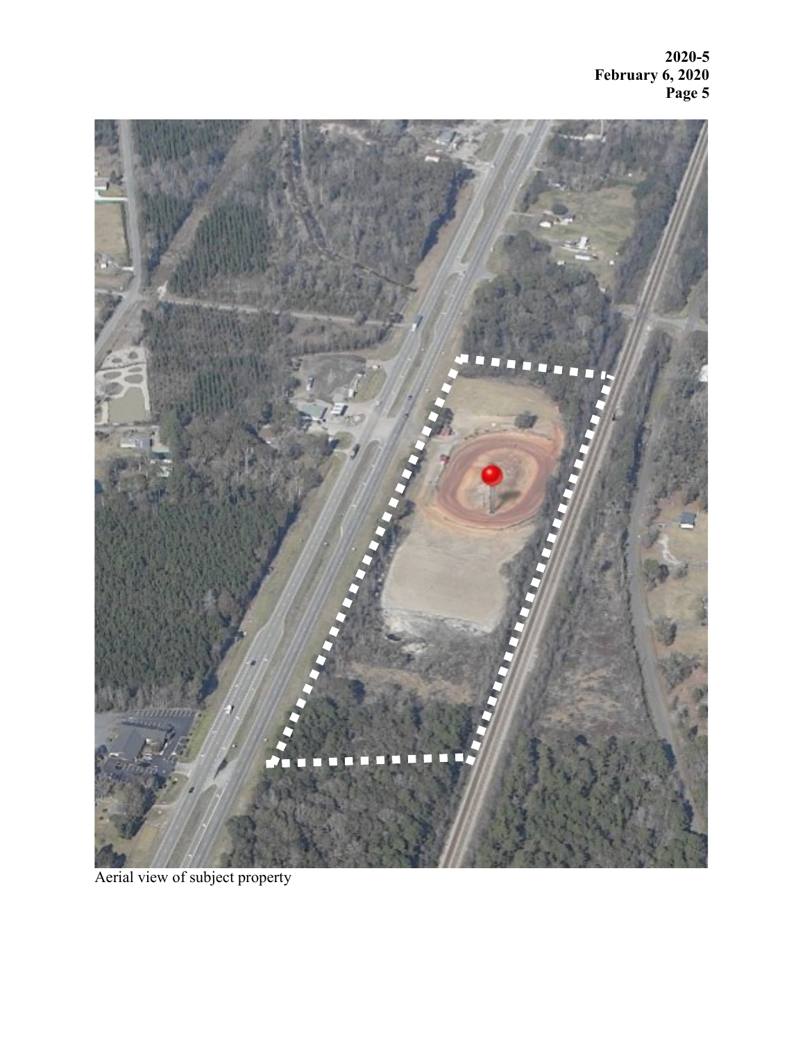Aerial view of subject property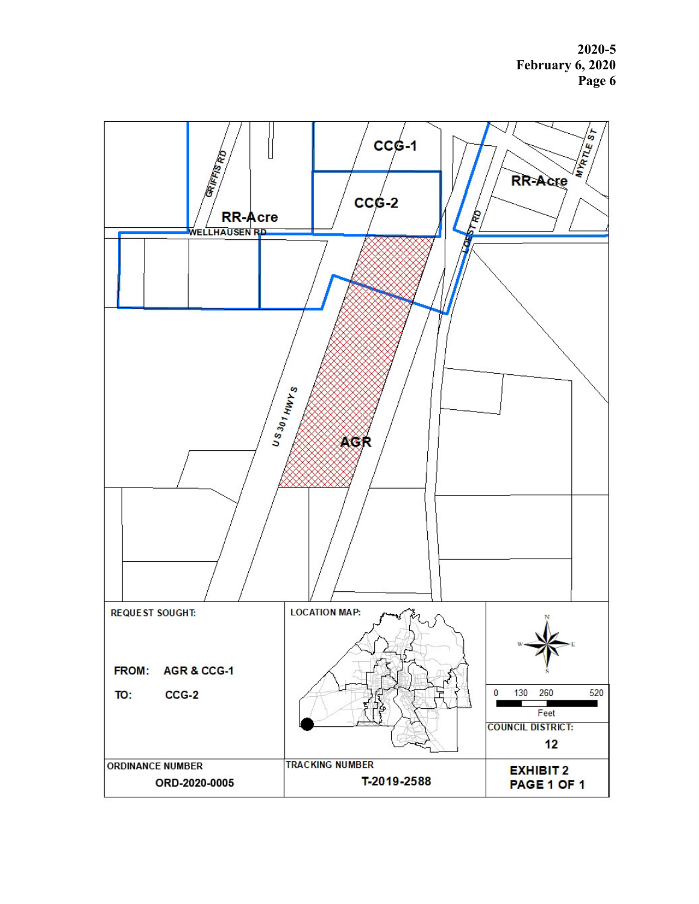CCG-1

CCG-2

RR-Acre

RR-Acre

GRIFFIS RD

WELLHAUSEN RD

LOEST RD

MYRTLE ST

US 301 HWY S

AGR

REQUEST SOUGHT:

FROM: AGR & CCG-1

TO: CCG-2

LOCATION MAP:

0 130 260 520

Feet

COUNCIL DISTRICT:

12

ORDINANCE NUMBER

ORD-2020-0005

TRACKING NUMBER

T-2019-2588

**EXHIBIT 2**
**PAGE 1 OF 1**